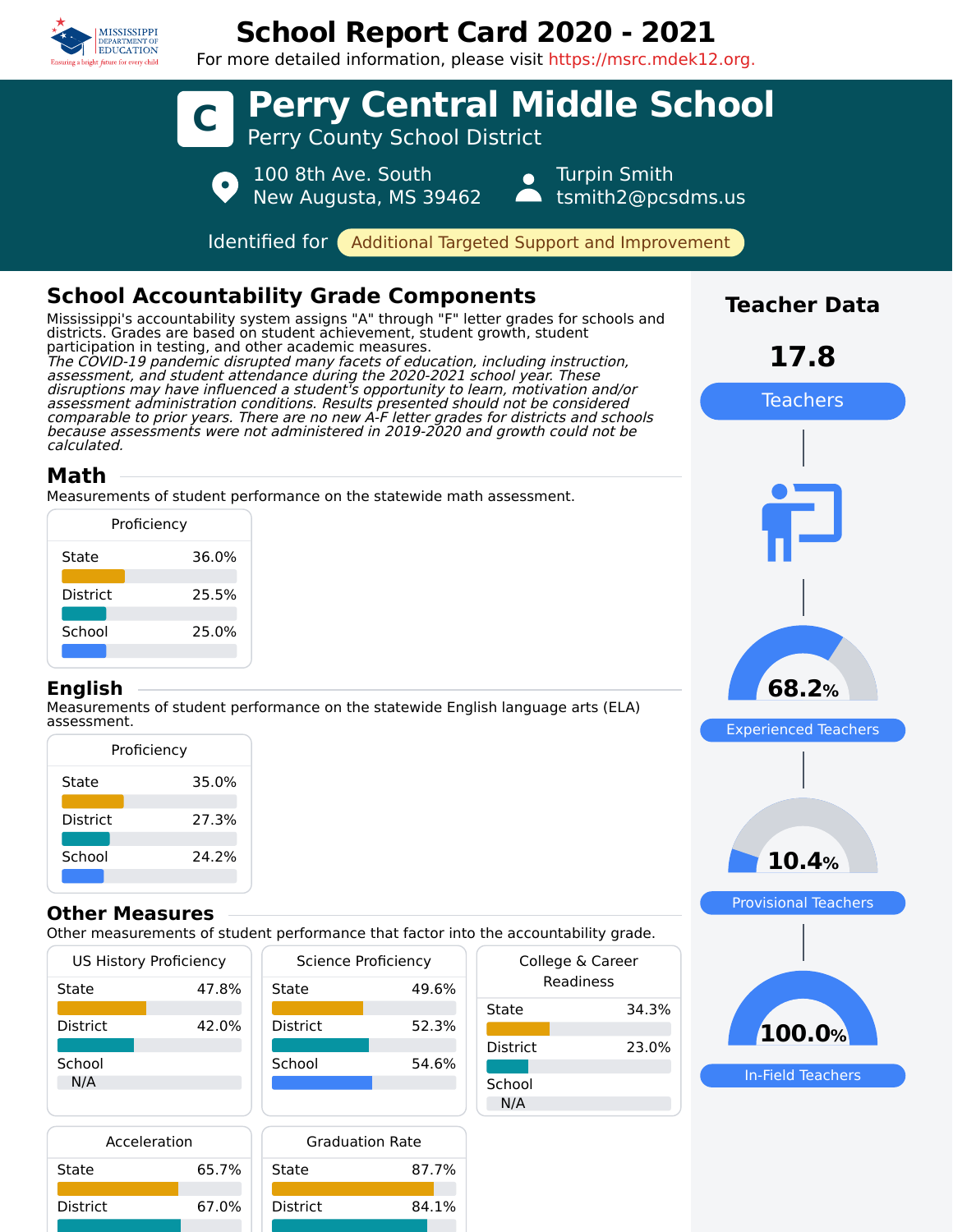# School Report Card 2020 - 2021

For more detailed information, please visit https://msrc.mdek12.org.

# C Perry Central Middle School

Perry County School District

100 8th Ave. South
New Augusta, MS 39462

Turpin Smith
tsmith2@pcsdms.us

Identified for **Additional Targeted Support and Improvement**

## School Accountability Grade Components

Mississippi's accountability system assigns "A" through "F" letter grades for schools and districts. Grades are based on student achievement, student growth, student participation in testing, and other academic measures.
*The COVID-19 pandemic disrupted many facets of education, including instruction, assessment, and student attendance during the 2020-2021 school year. These disruptions may have influenced a student's opportunity to learn, motivation and/or assessment administration conditions. Results presented should not be considered comparable to prior years. There are no new A-F letter grades for districts and schools because assessments were not administered in 2019-2020 and growth could not be calculated.*

### Math

Measurements of student performance on the statewide math assessment.

| Proficiency | |
|---|---|
| State | 36.0% |
| District | 25.5% |
| School | 25.0% |

### English

Measurements of student performance on the statewide English language arts (ELA) assessment.

| Proficiency | |
|---|---|
| State | 35.0% |
| District | 27.3% |
| School | 24.2% |

### Other Measures

Other measurements of student performance that factor into the accountability grade.

| US History Proficiency | |
|---|---|
| State | 47.8% |
| District | 42.0% |
| School | N/A |

| Science Proficiency | |
|---|---|
| State | 49.6% |
| District | 52.3% |
| School | 54.6% |

| College & Career Readiness | |
|---|---|
| State | 34.3% |
| District | 23.0% |
| School | N/A |

| Acceleration | |
|---|---|
| State | 65.7% |
| District | 67.0% |

| Graduation Rate | |
|---|---|
| State | 87.7% |
| District | 84.1% |

## Teacher Data

**17.8** Teachers

**68.2%** Experienced Teachers

**10.4%** Provisional Teachers

**100.0%** In-Field Teachers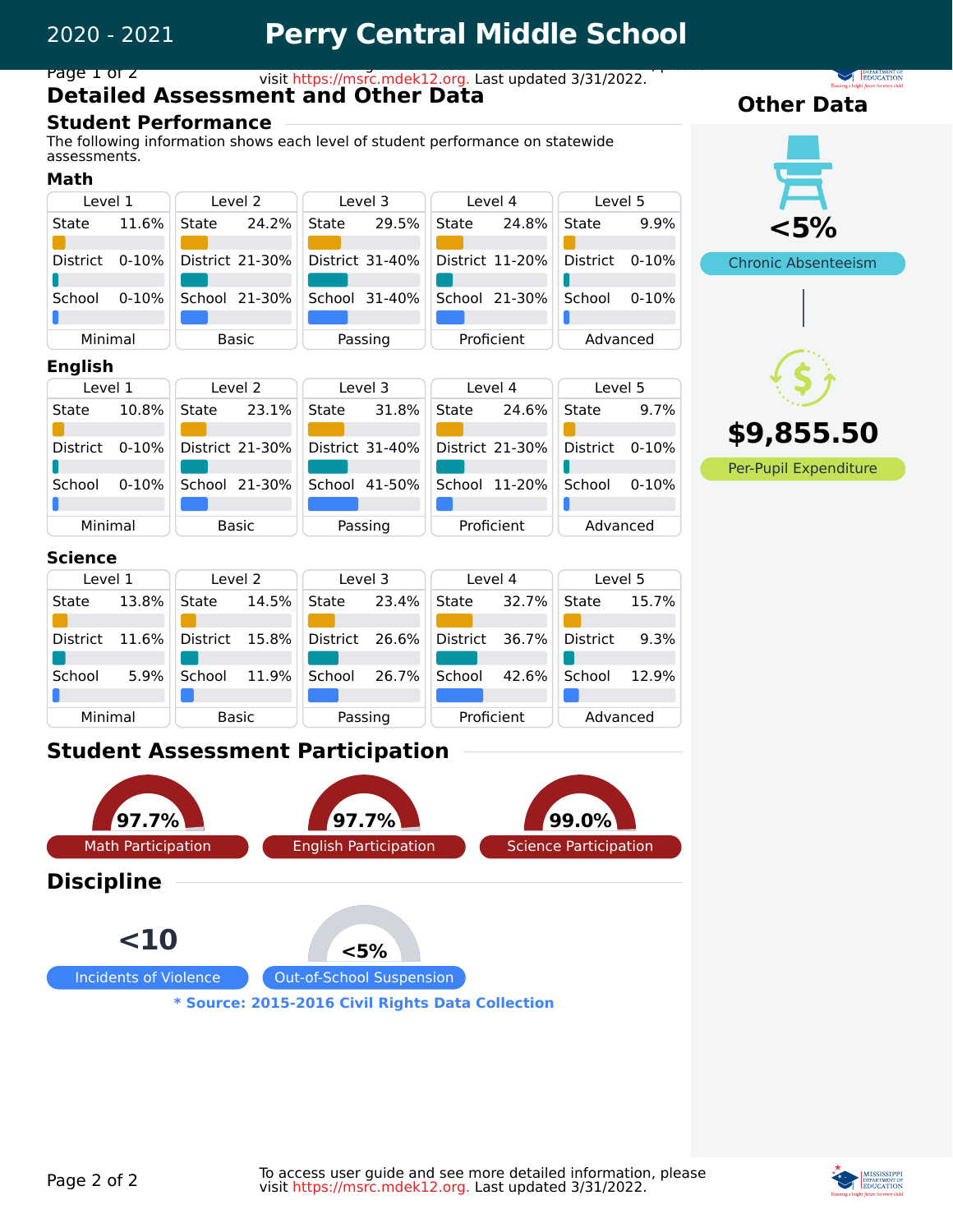# Perry Central Middle School

2020 - 2021

## Detailed Assessment and Other Data

### Student Performance

The following information shows each level of student performance on statewide assessments.

#### Math

| | Level 1 | Level 2 | Level 3 | Level 4 | Level 5 |
|---|---|---|---|---|---|
| State | 11.6% | 24.2% | 29.5% | 24.8% | 9.9% |
| District | 0-10% | 21-30% | 31-40% | 11-20% | 0-10% |
| School | 0-10% | 21-30% | 31-40% | 21-30% | 0-10% |
| | Minimal | Basic | Passing | Proficient | Advanced |

#### English

| | Level 1 | Level 2 | Level 3 | Level 4 | Level 5 |
|---|---|---|---|---|---|
| State | 10.8% | 23.1% | 31.8% | 24.6% | 9.7% |
| District | 0-10% | 21-30% | 31-40% | 21-30% | 0-10% |
| School | 0-10% | 21-30% | 41-50% | 11-20% | 0-10% |
| | Minimal | Basic | Passing | Proficient | Advanced |

#### Science

| | Level 1 | Level 2 | Level 3 | Level 4 | Level 5 |
|---|---|---|---|---|---|
| State | 13.8% | 14.5% | 23.4% | 32.7% | 15.7% |
| District | 11.6% | 15.8% | 26.6% | 36.7% | 9.3% |
| School | 5.9% | 11.9% | 26.7% | 42.6% | 12.9% |
| | Minimal | Basic | Passing | Proficient | Advanced |

### Student Assessment Participation

97.7%
Math Participation

97.7%
English Participation

99.0%
Science Participation

### Discipline

<10
Incidents of Violence

<5%
Out-of-School Suspension

**\* Source: 2015-2016 Civil Rights Data Collection**

## Other Data

<5%
Chronic Absenteeism

$9,855.50
Per-Pupil Expenditure

To access user guide and see more detailed information, please visit https://msrc.mdek12.org. Last updated 3/31/2022.